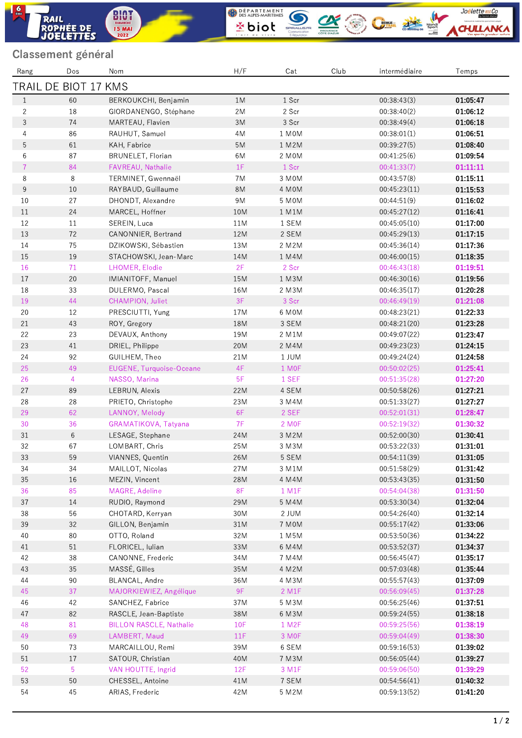## Classement général

| Rang | Dos | Nom | H/F | Cat | Club | intermédiaire | Temps |
|---|---|---|---|---|---|---|---|
| **TRAIL DE BIOT 17 KMS** | | | | | | | |
| 1 | 60 | BERKOUKCHI, Benjamin | 1M | 1 Scr | | 00:38:43(3) | **01:05:47** |
| 2 | 18 | GIORDANENGO, Stéphane | 2M | 2 Scr | | 00:38:40(2) | **01:06:12** |
| 3 | 74 | MARTEAU, Flavien | 3M | 3 Scr | | 00:38:49(4) | **01:06:18** |
| 4 | 86 | RAUHUT, Samuel | 4M | 1 M0M | | 00:38:01(1) | **01:06:51** |
| 5 | 61 | KAH, Fabrice | 5M | 1 M2M | | 00:39:27(5) | **01:08:40** |
| 6 | 87 | BRUNELET, Florian | 6M | 2 M0M | | 00:41:25(6) | **01:09:54** |
| 7 | 84 | FAVREAU, Nathalie | 1F | 1 Scr | | 00:41:33(7) | **01:11:11** |
| 8 | 8 | TERMINET, Gwennaël | 7M | 3 M0M | | 00:43:57(8) | **01:15:11** |
| 9 | 10 | RAYBAUD, Guillaume | 8M | 4 M0M | | 00:45:23(11) | **01:15:53** |
| 10 | 27 | DHONDT, Alexandre | 9M | 5 M0M | | 00:44:51(9) | **01:16:02** |
| 11 | 24 | MARCEL, Hoffner | 10M | 1 M1M | | 00:45:27(12) | **01:16:41** |
| 12 | 11 | SEREIN, Luca | 11M | 1 SEM | | 00:45:05(10) | **01:17:00** |
| 13 | 72 | CANONNIER, Bertrand | 12M | 2 SEM | | 00:45:29(13) | **01:17:15** |
| 14 | 75 | DZIKOWSKI, Sébastien | 13M | 2 M2M | | 00:45:36(14) | **01:17:36** |
| 15 | 19 | STACHOWSKI, Jean-Marc | 14M | 1 M4M | | 00:46:00(15) | **01:18:35** |
| 16 | 71 | LHOMER, Elodie | 2F | 2 Scr | | 00:46:43(18) | **01:19:51** |
| 17 | 20 | IMIANITOFF, Manuel | 15M | 1 M3M | | 00:46:30(16) | **01:19:56** |
| 18 | 33 | DULERMO, Pascal | 16M | 2 M3M | | 00:46:35(17) | **01:20:28** |
| 19 | 44 | CHAMPION, Juliet | 3F | 3 Scr | | 00:46:49(19) | **01:21:08** |
| 20 | 12 | PRESCIUTTI, Yung | 17M | 6 M0M | | 00:48:23(21) | **01:22:33** |
| 21 | 43 | ROY, Gregory | 18M | 3 SEM | | 00:48:21(20) | **01:23:28** |
| 22 | 23 | DEVAUX, Anthony | 19M | 2 M1M | | 00:49:07(22) | **01:23:47** |
| 23 | 41 | DRIEL, Philippe | 20M | 2 M4M | | 00:49:23(23) | **01:24:15** |
| 24 | 92 | GUILHEM, Theo | 21M | 1 JUM | | 00:49:24(24) | **01:24:58** |
| 25 | 49 | EUGENE, Turquoise-Oceane | 4F | 1 M0F | | 00:50:02(25) | **01:25:41** |
| 26 | 4 | NASSO, Marina | 5F | 1 SEF | | 00:51:35(28) | **01:27:20** |
| 27 | 89 | LEBRUN, Alexis | 22M | 4 SEM | | 00:50:58(26) | **01:27:21** |
| 28 | 28 | PRIETO, Christophe | 23M | 3 M4M | | 00:51:33(27) | **01:27:27** |
| 29 | 62 | LANNOY, Melody | 6F | 2 SEF | | 00:52:01(31) | **01:28:47** |
| 30 | 36 | GRAMATIKOVA, Tatyana | 7F | 2 M0F | | 00:52:19(32) | **01:30:32** |
| 31 | 6 | LESAGE, Stephane | 24M | 3 M2M | | 00:52:00(30) | **01:30:41** |
| 32 | 67 | LOMBART, Chris | 25M | 3 M3M | | 00:53:22(33) | **01:31:01** |
| 33 | 59 | VIANNES, Quentin | 26M | 5 SEM | | 00:54:11(39) | **01:31:05** |
| 34 | 34 | MAILLOT, Nicolas | 27M | 3 M1M | | 00:51:58(29) | **01:31:42** |
| 35 | 16 | MEZIN, Vincent | 28M | 4 M4M | | 00:53:43(35) | **01:31:50** |
| 36 | 85 | MAGRE, Adeline | 8F | 1 M1F | | 00:54:04(38) | **01:31:50** |
| 37 | 14 | RUDIO, Raymond | 29M | 5 M4M | | 00:53:30(34) | **01:32:04** |
| 38 | 56 | CHOTARD, Kerryan | 30M | 2 JUM | | 00:54:26(40) | **01:32:14** |
| 39 | 32 | GILLON, Benjamin | 31M | 7 M0M | | 00:55:17(42) | **01:33:06** |
| 40 | 80 | OTTO, Roland | 32M | 1 M5M | | 00:53:50(36) | **01:34:22** |
| 41 | 51 | FLORICEL, Iulian | 33M | 6 M4M | | 00:53:52(37) | **01:34:37** |
| 42 | 38 | CANONNE, Frederic | 34M | 7 M4M | | 00:56:45(47) | **01:35:17** |
| 43 | 35 | MASSÉ, Gilles | 35M | 4 M2M | | 00:57:03(48) | **01:35:44** |
| 44 | 90 | BLANCAL, Andre | 36M | 4 M3M | | 00:55:57(43) | **01:37:09** |
| 45 | 37 | MAJORKIEWIEZ, Angélique | 9F | 2 M1F | | 00:56:09(45) | **01:37:28** |
| 46 | 42 | SANCHEZ, Fabrice | 37M | 5 M3M | | 00:56:25(46) | **01:37:51** |
| 47 | 82 | RASCLE, Jean-Baptiste | 38M | 6 M3M | | 00:59:24(55) | **01:38:18** |
| 48 | 81 | BILLON RASCLE, Nathalie | 10F | 1 M2F | | 00:59:25(56) | **01:38:19** |
| 49 | 69 | LAMBERT, Maud | 11F | 3 M0F | | 00:59:04(49) | **01:38:30** |
| 50 | 73 | MARCAILLOU, Remi | 39M | 6 SEM | | 00:59:16(53) | **01:39:02** |
| 51 | 17 | SATOUR, Christian | 40M | 7 M3M | | 00:56:05(44) | **01:39:27** |
| 52 | 5 | VAN HOUTTE, Ingrid | 12F | 3 M1F | | 00:59:06(50) | **01:39:29** |
| 53 | 50 | CHESSEL, Antoine | 41M | 7 SEM | | 00:54:56(41) | **01:40:32** |
| 54 | 45 | ARIAS, Frederic | 42M | 5 M2M | | 00:59:13(52) | **01:41:20** |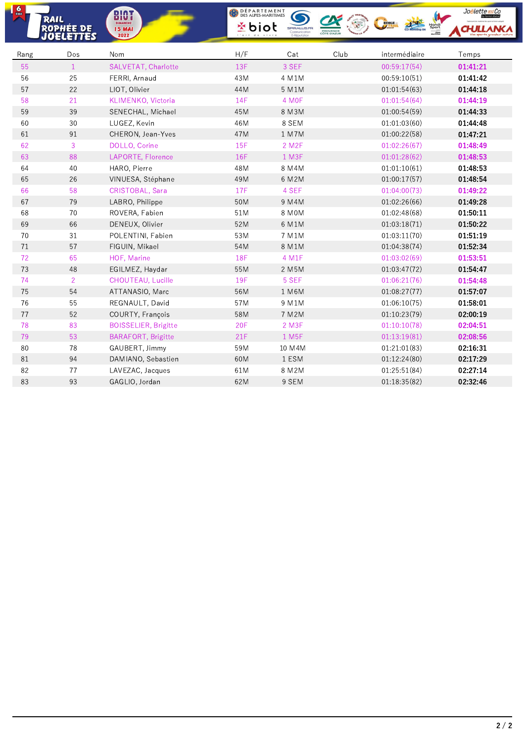| Rang | Dos | Nom | H/F | Cat | Club | intermédiaire | Temps |
|---|---|---|---|---|---|---|---|
| 55 | 1 | SALVETAT, Charlotte | 13F | 3 SEF | | 00:59:17(54) | **01:41:21** |
| 56 | 25 | FERRI, Arnaud | 43M | 4 M1M | | 00:59:10(51) | **01:41:42** |
| 57 | 22 | LIOT, Olivier | 44M | 5 M1M | | 01:01:54(63) | **01:44:18** |
| 58 | 21 | KLIMENKO, Victoria | 14F | 4 M0F | | 01:01:54(64) | **01:44:19** |
| 59 | 39 | SENECHAL, Michael | 45M | 8 M3M | | 01:00:54(59) | **01:44:33** |
| 60 | 30 | LUGEZ, Kevin | 46M | 8 SEM | | 01:01:03(60) | **01:44:48** |
| 61 | 91 | CHERON, Jean-Yves | 47M | 1 M7M | | 01:00:22(58) | **01:47:21** |
| 62 | 3 | DOLLO, Corine | 15F | 2 M2F | | 01:02:26(67) | **01:48:49** |
| 63 | 88 | LAPORTE, Florence | 16F | 1 M3F | | 01:01:28(62) | **01:48:53** |
| 64 | 40 | HARO, Pierre | 48M | 8 M4M | | 01:01:10(61) | **01:48:53** |
| 65 | 26 | VINUESA, Stéphane | 49M | 6 M2M | | 01:00:17(57) | **01:48:54** |
| 66 | 58 | CRISTOBAL, Sara | 17F | 4 SEF | | 01:04:00(73) | **01:49:22** |
| 67 | 79 | LABRO, Philippe | 50M | 9 M4M | | 01:02:26(66) | **01:49:28** |
| 68 | 70 | ROVERA, Fabien | 51M | 8 M0M | | 01:02:48(68) | **01:50:11** |
| 69 | 66 | DENEUX, Olivier | 52M | 6 M1M | | 01:03:18(71) | **01:50:22** |
| 70 | 31 | POLENTINI, Fabien | 53M | 7 M1M | | 01:03:11(70) | **01:51:19** |
| 71 | 57 | FIGUIN, Mikael | 54M | 8 M1M | | 01:04:38(74) | **01:52:34** |
| 72 | 65 | HOF, Marine | 18F | 4 M1F | | 01:03:02(69) | **01:53:51** |
| 73 | 48 | EGILMEZ, Haydar | 55M | 2 M5M | | 01:03:47(72) | **01:54:47** |
| 74 | 2 | CHOUTEAU, Lucille | 19F | 5 SEF | | 01:06:21(76) | **01:54:48** |
| 75 | 54 | ATTANASIO, Marc | 56M | 1 M6M | | 01:08:27(77) | **01:57:07** |
| 76 | 55 | REGNAULT, David | 57M | 9 M1M | | 01:06:10(75) | **01:58:01** |
| 77 | 52 | COURTY, François | 58M | 7 M2M | | 01:10:23(79) | **02:00:19** |
| 78 | 83 | BOISSELIER, Brigitte | 20F | 2 M3F | | 01:10:10(78) | **02:04:51** |
| 79 | 53 | BARAFORT, Brigitte | 21F | 1 M5F | | 01:13:19(81) | **02:08:56** |
| 80 | 78 | GAUBERT, Jimmy | 59M | 10 M4M | | 01:21:01(83) | **02:16:31** |
| 81 | 94 | DAMIANO, Sebastien | 60M | 1 ESM | | 01:12:24(80) | **02:17:29** |
| 82 | 77 | LAVEZAC, Jacques | 61M | 8 M2M | | 01:25:51(84) | **02:27:14** |
| 83 | 93 | GAGLIO, Jordan | 62M | 9 SEM | | 01:18:35(82) | **02:32:46** |